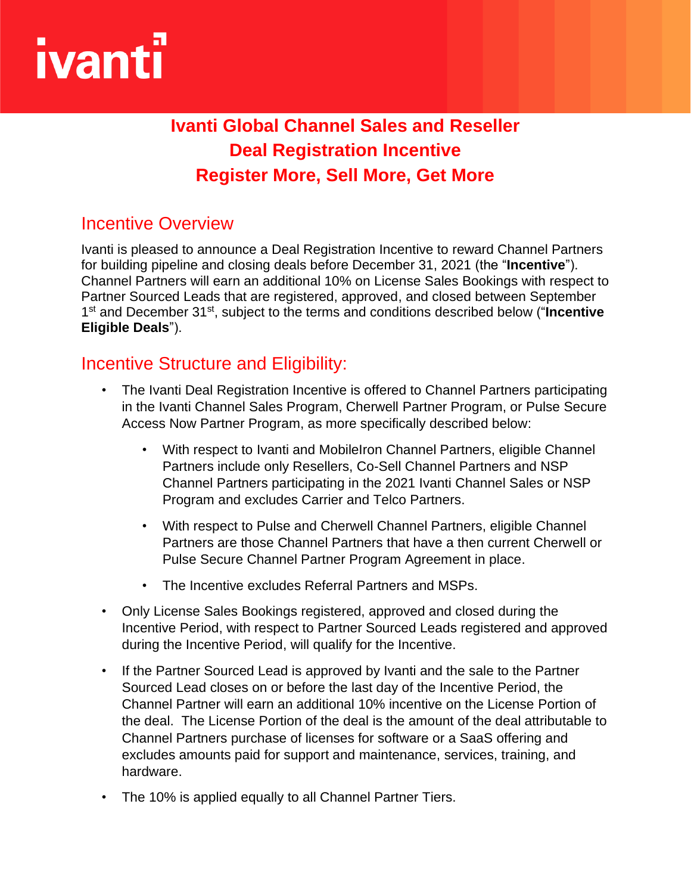ivanti

# Ivanti Global Channel Sales and Reseller Deal Registration Incentive Register More, Sell More, Get More

## Incentive Overview

Ivanti is pleased to announce a Deal Registration Incentive to reward Channel Partners for building pipeline and closing deals before December 31, 2021 (the "**Incentive**"). Channel Partners will earn an additional 10% on License Sales Bookings with respect to Partner Sourced Leads that are registered, approved, and closed between September 1st and December 31st, subject to the terms and conditions described below ("**Incentive Eligible Deals**").

## Incentive Structure and Eligibility:

- The Ivanti Deal Registration Incentive is offered to Channel Partners participating in the Ivanti Channel Sales Program, Cherwell Partner Program, or Pulse Secure Access Now Partner Program, as more specifically described below:
  - With respect to Ivanti and MobileIron Channel Partners, eligible Channel Partners include only Resellers, Co-Sell Channel Partners and NSP Channel Partners participating in the 2021 Ivanti Channel Sales or NSP Program and excludes Carrier and Telco Partners.
  - With respect to Pulse and Cherwell Channel Partners, eligible Channel Partners are those Channel Partners that have a then current Cherwell or Pulse Secure Channel Partner Program Agreement in place.
  - The Incentive excludes Referral Partners and MSPs.
- Only License Sales Bookings registered, approved and closed during the Incentive Period, with respect to Partner Sourced Leads registered and approved during the Incentive Period, will qualify for the Incentive.
- If the Partner Sourced Lead is approved by Ivanti and the sale to the Partner Sourced Lead closes on or before the last day of the Incentive Period, the Channel Partner will earn an additional 10% incentive on the License Portion of the deal. The License Portion of the deal is the amount of the deal attributable to Channel Partners purchase of licenses for software or a SaaS offering and excludes amounts paid for support and maintenance, services, training, and hardware.
- The 10% is applied equally to all Channel Partner Tiers.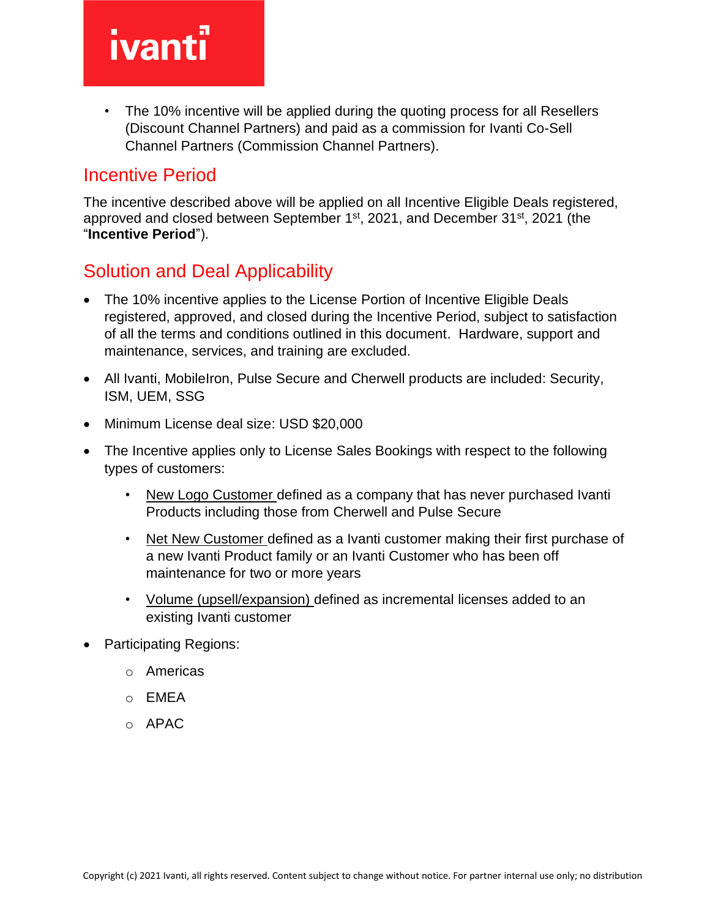- The 10% incentive will be applied during the quoting process for all Resellers (Discount Channel Partners) and paid as a commission for Ivanti Co-Sell Channel Partners (Commission Channel Partners).

## Incentive Period

The incentive described above will be applied on all Incentive Eligible Deals registered, approved and closed between September 1st, 2021, and December 31st, 2021 (the "**Incentive Period**").

## Solution and Deal Applicability

- The 10% incentive applies to the License Portion of Incentive Eligible Deals registered, approved, and closed during the Incentive Period, subject to satisfaction of all the terms and conditions outlined in this document. Hardware, support and maintenance, services, and training are excluded.
- All Ivanti, MobileIron, Pulse Secure and Cherwell products are included: Security, ISM, UEM, SSG
- Minimum License deal size: USD $20,000
- The Incentive applies only to License Sales Bookings with respect to the following types of customers:
  - New Logo Customer defined as a company that has never purchased Ivanti Products including those from Cherwell and Pulse Secure
  - Net New Customer defined as a Ivanti customer making their first purchase of a new Ivanti Product family or an Ivanti Customer who has been off maintenance for two or more years
  - Volume (upsell/expansion) defined as incremental licenses added to an existing Ivanti customer
- Participating Regions:
  - Americas
  - EMEA
  - APAC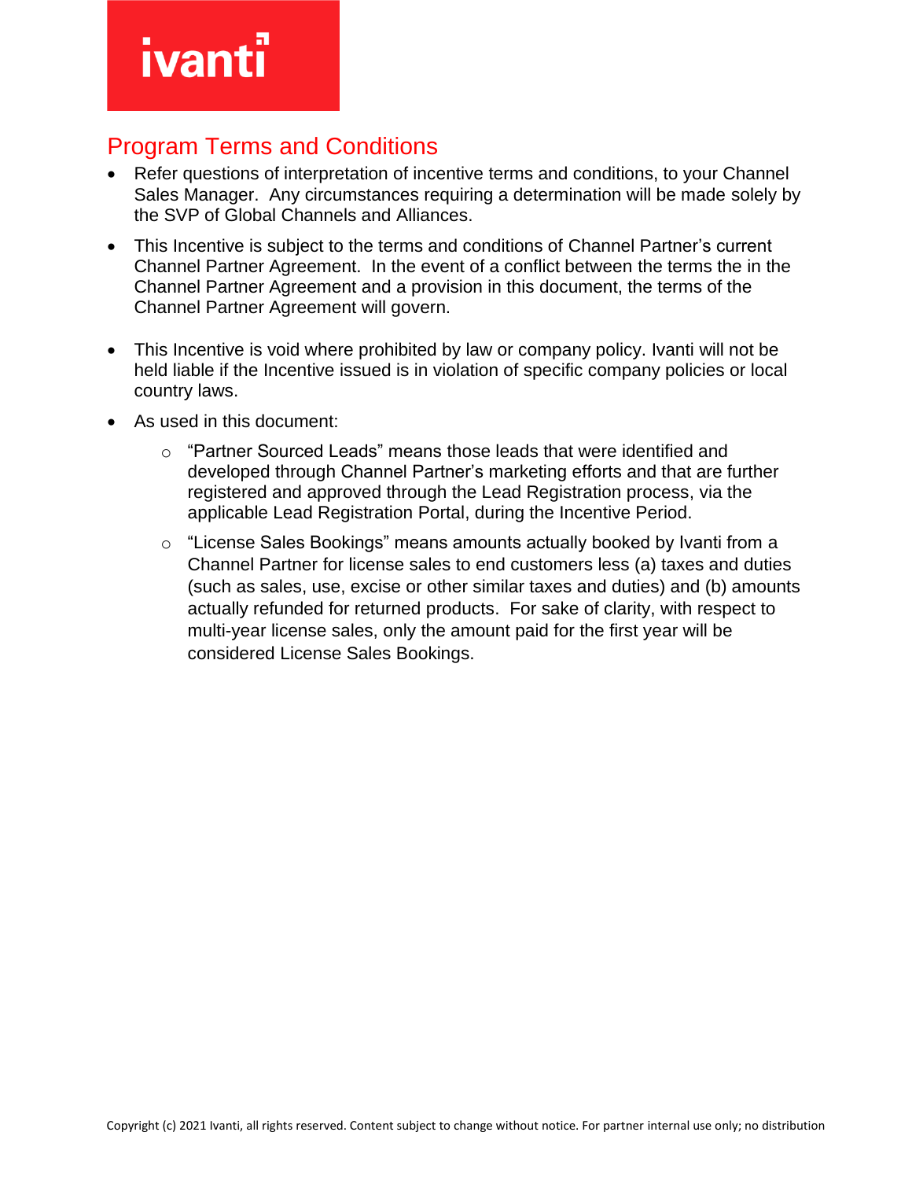## Program Terms and Conditions

- Refer questions of interpretation of incentive terms and conditions, to your Channel Sales Manager. Any circumstances requiring a determination will be made solely by the SVP of Global Channels and Alliances.
- This Incentive is subject to the terms and conditions of Channel Partner's current Channel Partner Agreement. In the event of a conflict between the terms the in the Channel Partner Agreement and a provision in this document, the terms of the Channel Partner Agreement will govern.
- This Incentive is void where prohibited by law or company policy. Ivanti will not be held liable if the Incentive issued is in violation of specific company policies or local country laws.
- As used in this document:
  - "Partner Sourced Leads" means those leads that were identified and developed through Channel Partner's marketing efforts and that are further registered and approved through the Lead Registration process, via the applicable Lead Registration Portal, during the Incentive Period.
  - "License Sales Bookings" means amounts actually booked by Ivanti from a Channel Partner for license sales to end customers less (a) taxes and duties (such as sales, use, excise or other similar taxes and duties) and (b) amounts actually refunded for returned products. For sake of clarity, with respect to multi-year license sales, only the amount paid for the first year will be considered License Sales Bookings.

Copyright (c) 2021 Ivanti, all rights reserved. Content subject to change without notice. For partner internal use only; no distribution